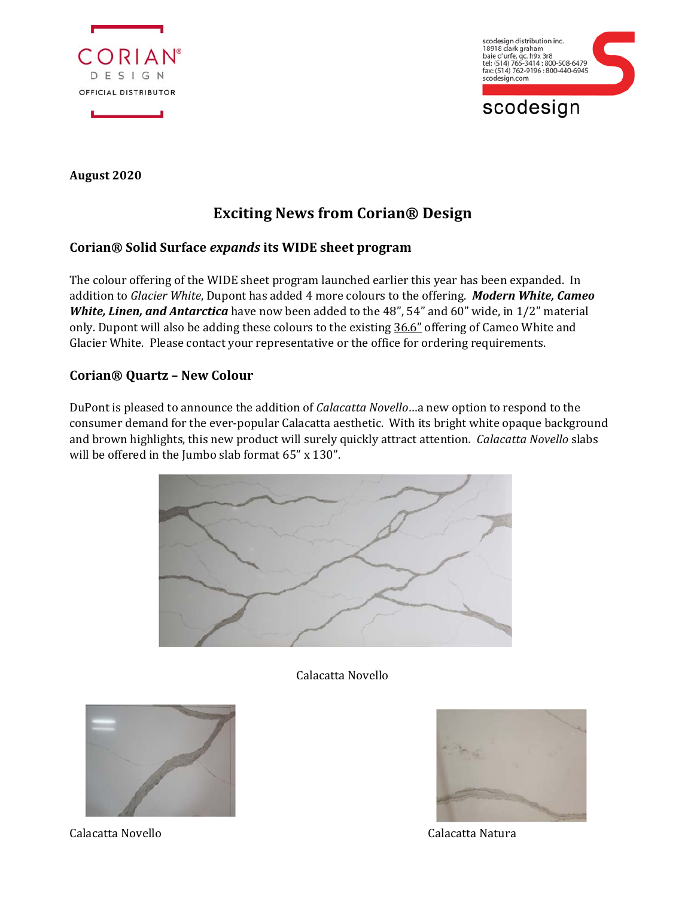scodesign distribution inc.
18918 clark graham
baie d'urfe, qc. h9x 3r8
tel: (514) 765-3414 : 800-508-6479
fax: (514) 762-9196 : 800-440-6945
scodesign.com

**August 2020**

## Exciting News from Corian® Design

### Corian® Solid Surface *expands* its WIDE sheet program

The colour offering of the WIDE sheet program launched earlier this year has been expanded. In addition to *Glacier White*, Dupont has added 4 more colours to the offering. ***Modern White, Cameo White, Linen, and Antarctica*** have now been added to the 48", 54" and 60" wide, in 1/2" material only. Dupont will also be adding these colours to the existing 36.6" offering of Cameo White and Glacier White. Please contact your representative or the office for ordering requirements.

### Corian® Quartz – New Colour

DuPont is pleased to announce the addition of *Calacatta Novello*…a new option to respond to the consumer demand for the ever-popular Calacatta aesthetic. With its bright white opaque background and brown highlights, this new product will surely quickly attract attention. *Calacatta Novello* slabs will be offered in the Jumbo slab format 65" x 130".

Calacatta Novello

Calacatta Novello

Calacatta Natura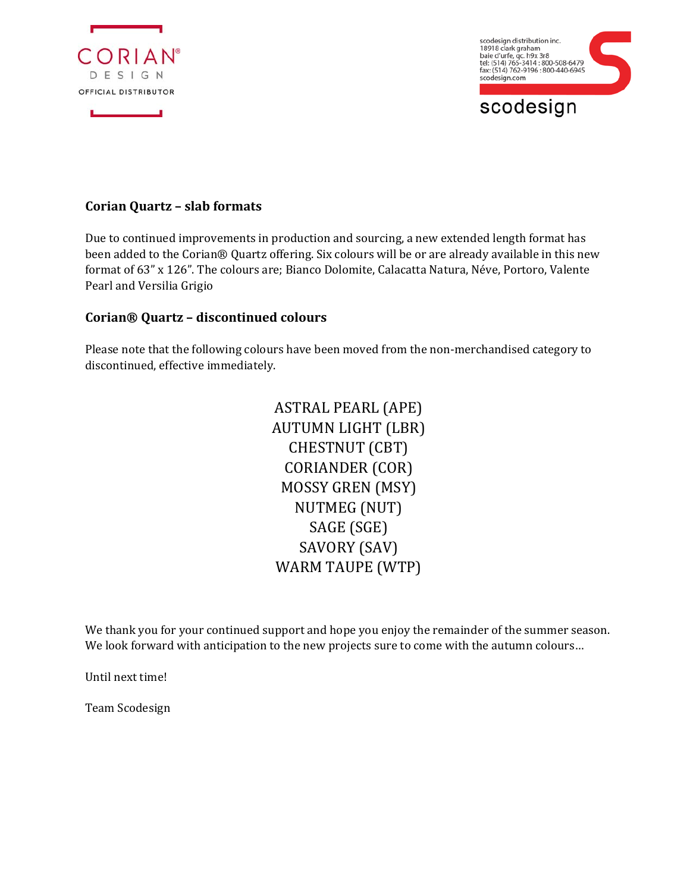CORIAN® DESIGN
OFFICIAL DISTRIBUTOR

scodesign distribution inc.
18918 clark graham
baie d'urfe, qc. h9x 3r8
tel: (514) 765-3414 : 800-508-6479
fax: (514) 762-9196 : 800-440-6945
scodesign.com

scodesign

**Corian Quartz – slab formats**

Due to continued improvements in production and sourcing, a new extended length format has been added to the Corian® Quartz offering. Six colours will be or are already available in this new format of 63" x 126". The colours are; Bianco Dolomite, Calacatta Natura, Néve, Portoro, Valente Pearl and Versilia Grigio

**Corian® Quartz – discontinued colours**

Please note that the following colours have been moved from the non-merchandised category to discontinued, effective immediately.

ASTRAL PEARL (APE)
AUTUMN LIGHT (LBR)
CHESTNUT (CBT)
CORIANDER (COR)
MOSSY GREN (MSY)
NUTMEG (NUT)
SAGE (SGE)
SAVORY (SAV)
WARM TAUPE (WTP)

We thank you for your continued support and hope you enjoy the remainder of the summer season. We look forward with anticipation to the new projects sure to come with the autumn colours…

Until next time!

Team Scodesign